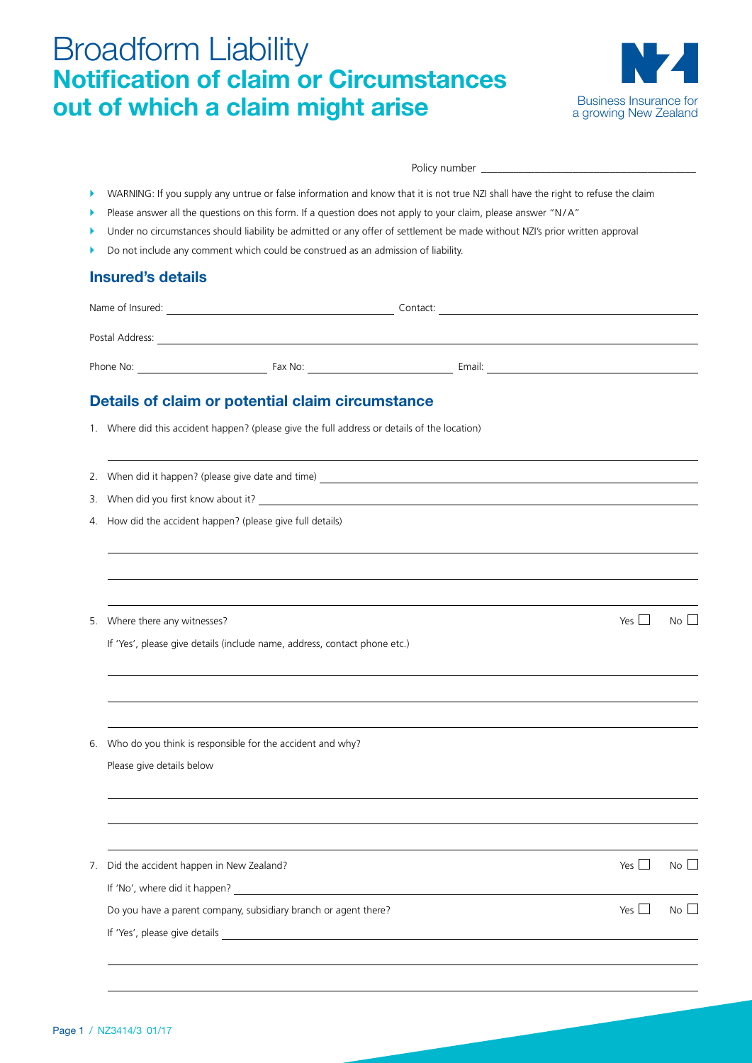# Broadform Liability
## Notification of claim or Circumstances out of which a claim might arise

Business Insurance for a growing New Zealand

Policy number ______________________________

- WARNING: If you supply any untrue or false information and know that it is not true NZI shall have the right to refuse the claim
- Please answer all the questions on this form. If a question does not apply to your claim, please answer "N/A"
- Under no circumstances should liability be admitted or any offer of settlement be made without NZI's prior written approval
- Do not include any comment which could be construed as an admission of liability.

### Insured's details

Name of Insured: ______________________________ Contact: ______________________________

Postal Address: ______________________________

Phone No: ____________ Fax No: ____________ Email: ____________

### Details of claim or potential claim circumstance

1. Where did this accident happen? (please give the full address or details of the location)

   ______________________________

2. When did it happen? (please give date and time) ______________________________

3. When did you first know about it? ______________________________

4. How did the accident happen? (please give full details)

   ______________________________

   ______________________________

   ______________________________

5. Where there any witnesses? Yes ☐ No ☐

   If 'Yes', please give details (include name, address, contact phone etc.)

   ______________________________

   ______________________________

   ______________________________

6. Who do you think is responsible for the accident and why?

   Please give details below

   ______________________________

   ______________________________

   ______________________________

7. Did the accident happen in New Zealand? Yes ☐ No ☐

   If 'No', where did it happen? ______________________________

   Do you have a parent company, subsidiary branch or agent there? Yes ☐ No ☐

   If 'Yes', please give details ______________________________

   ______________________________

   ______________________________

Page 1 / NZ3414/3 01/17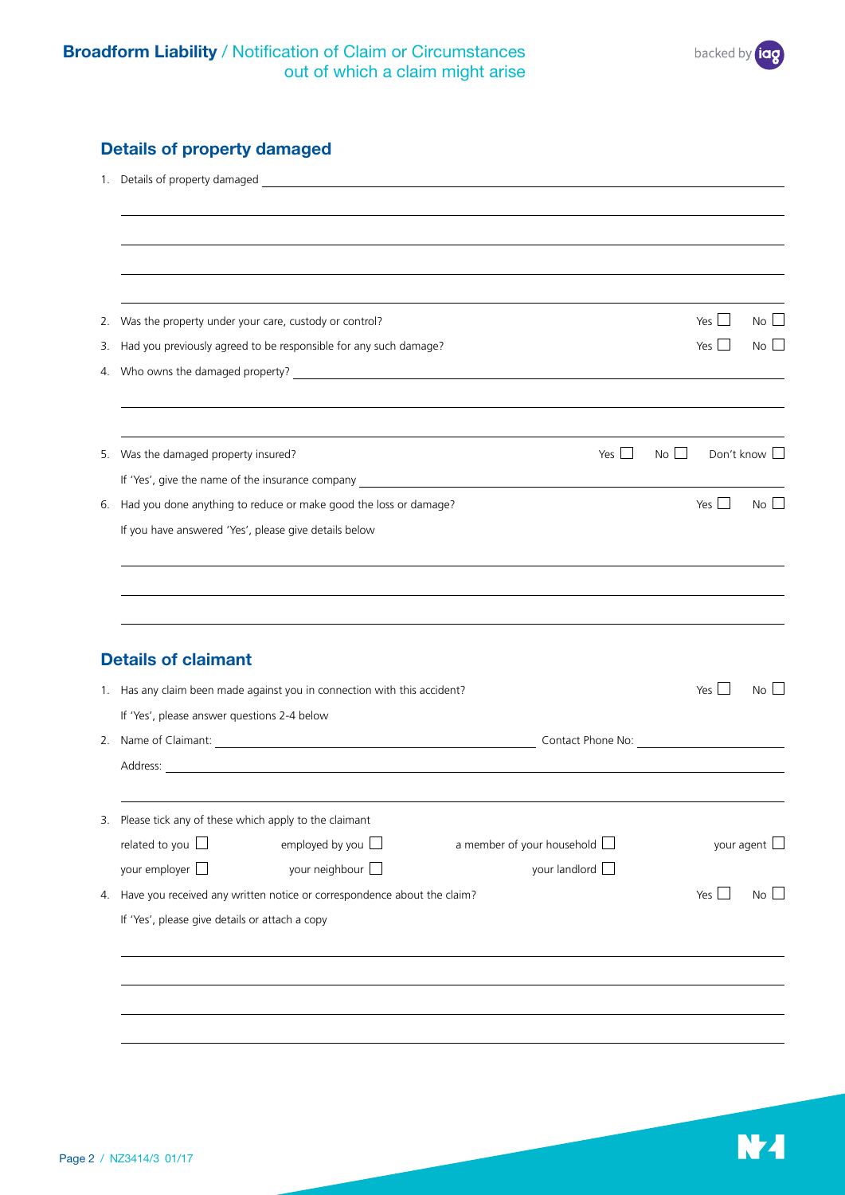## Details of property damaged

1. Details of property damaged ______________________________________________

______________________________________________

______________________________________________

______________________________________________

2. Was the property under your care, custody or control? Yes ☐ No ☐
3. Had you previously agreed to be responsible for any such damage? Yes ☐ No ☐
4. Who owns the damaged property? ______________________________________________

______________________________________________

______________________________________________

5. Was the damaged property insured? Yes ☐ No ☐ Don't know ☐

   If 'Yes', give the name of the insurance company ______________________________________________
6. Had you done anything to reduce or make good the loss or damage? Yes ☐ No ☐

   If you have answered 'Yes', please give details below

______________________________________________

______________________________________________

______________________________________________

## Details of claimant

1. Has any claim been made against you in connection with this accident? Yes ☐ No ☐

   If 'Yes', please answer questions 2-4 below
2. Name of Claimant: ______________________ Contact Phone No: ______________________

   Address: ______________________________________________

______________________________________________

3. Please tick any of these which apply to the claimant

   related to you ☐ employed by you ☐ a member of your household ☐ your agent ☐

   your employer ☐ your neighbour ☐ your landlord ☐
4. Have you received any written notice or correspondence about the claim? Yes ☐ No ☐

   If 'Yes', please give details or attach a copy

______________________________________________

______________________________________________

______________________________________________

______________________________________________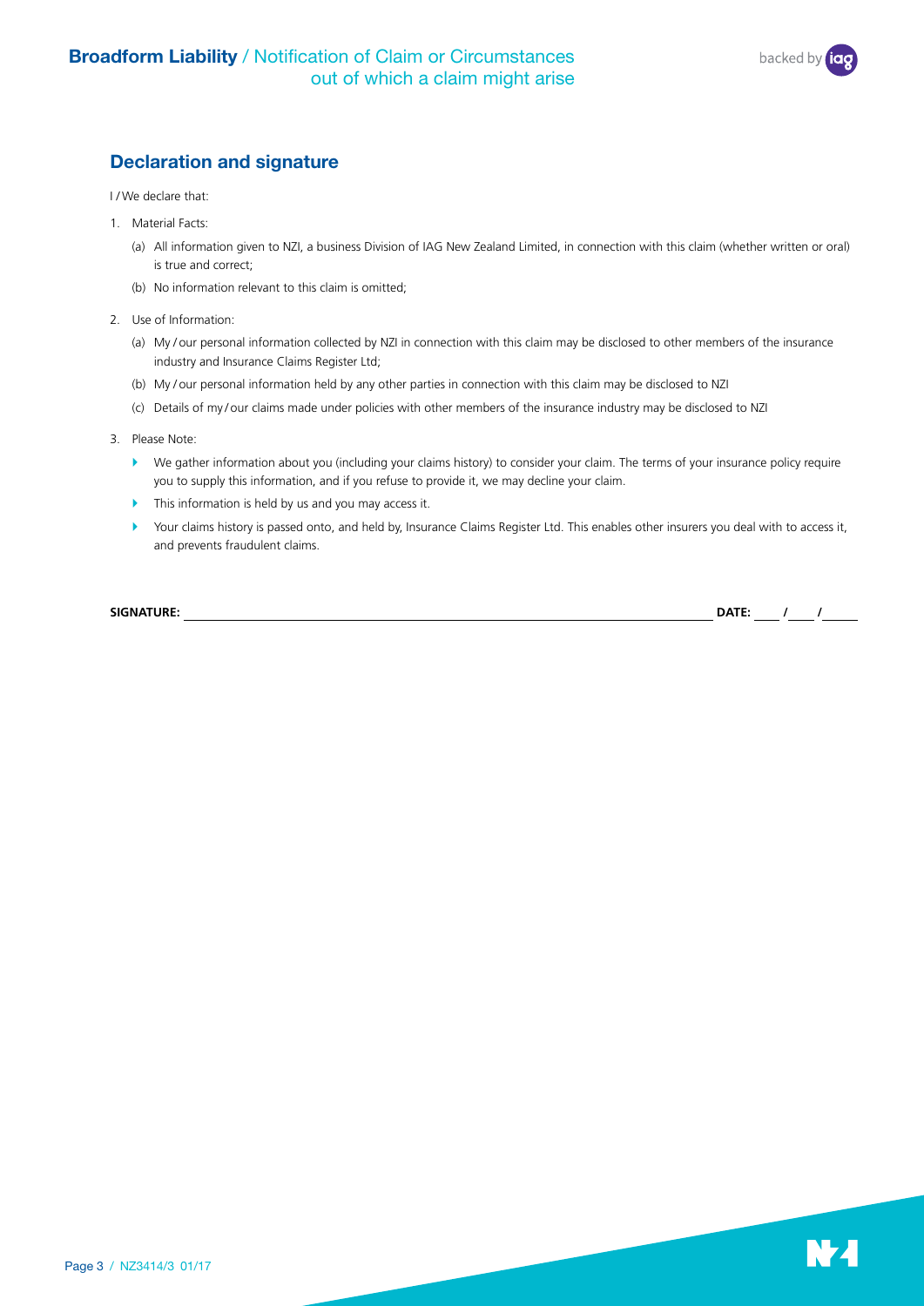## Declaration and signature

I / We declare that:

1. Material Facts:
   - (a) All information given to NZI, a business Division of IAG New Zealand Limited, in connection with this claim (whether written or oral) is true and correct;
   - (b) No information relevant to this claim is omitted;
2. Use of Information:
   - (a) My / our personal information collected by NZI in connection with this claim may be disclosed to other members of the insurance industry and Insurance Claims Register Ltd;
   - (b) My / our personal information held by any other parties in connection with this claim may be disclosed to NZI
   - (c) Details of my / our claims made under policies with other members of the insurance industry may be disclosed to NZI
3. Please Note:
   - We gather information about you (including your claims history) to consider your claim. The terms of your insurance policy require you to supply this information, and if you refuse to provide it, we may decline your claim.
   - This information is held by us and you may access it.
   - Your claims history is passed onto, and held by, Insurance Claims Register Ltd. This enables other insurers you deal with to access it, and prevents fraudulent claims.

**SIGNATURE:** ____________________ **DATE:** ____ / ____ / ____